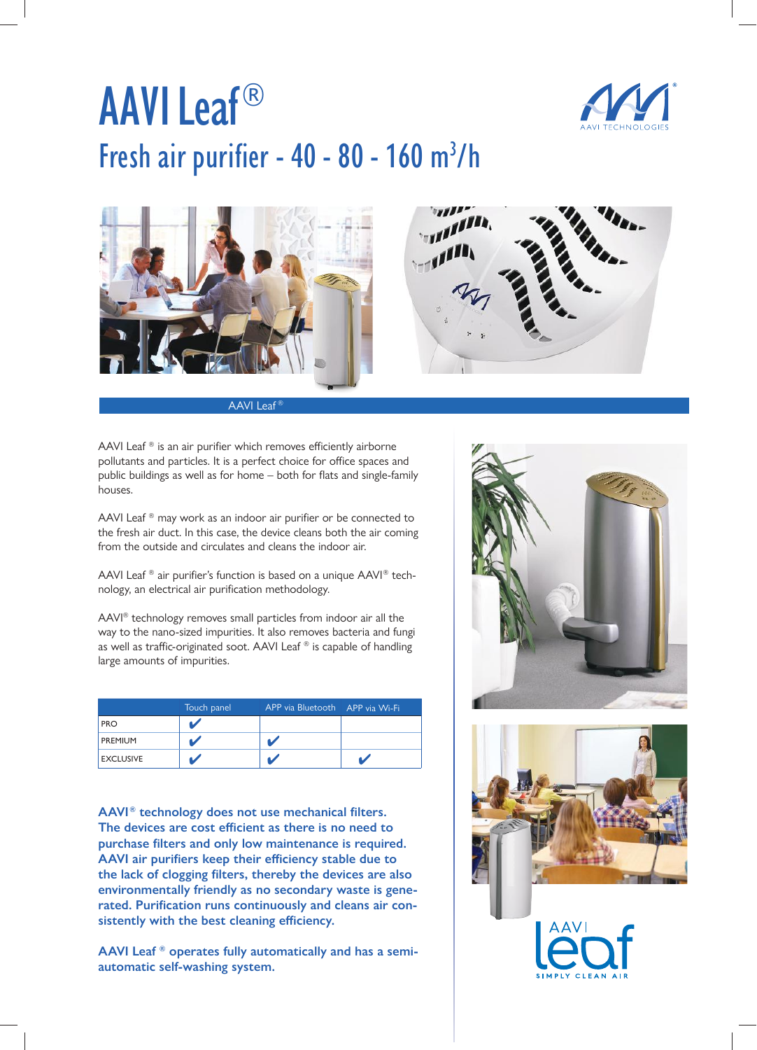# AAVI Leaf®

## Fresh air purifier - 40 - 80 - 160 $m^3/h$

AAVI Leaf®

AAVI Leaf® is an air purifier which removes efficiently airborne pollutants and particles. It is a perfect choice for office spaces and public buildings as well as for home – both for flats and single-family houses.

AAVI Leaf® may work as an indoor air purifier or be connected to the fresh air duct. In this case, the device cleans both the air coming from the outside and circulates and cleans the indoor air.

AAVI Leaf® air purifier's function is based on a unique AAVI® technology, an electrical air purification methodology.

AAVI® technology removes small particles from indoor air all the way to the nano-sized impurities. It also removes bacteria and fungi as well as traffic-originated soot. AAVI Leaf® is capable of handling large amounts of impurities.

| | Touch panel | APP via Bluetooth | APP via Wi-Fi |
|---|---|---|---|
| PRO | ✔ | | |
| PREMIUM | ✔ | ✔ | |
| EXCLUSIVE | ✔ | ✔ | ✔ |

**AAVI® technology does not use mechanical filters. The devices are cost efficient as there is no need to purchase filters and only low maintenance is required. AAVI air purifiers keep their efficiency stable due to the lack of clogging filters, thereby the devices are also environmentally friendly as no secondary waste is generated. Purification runs continuously and cleans air consistently with the best cleaning efficiency.**

**AAVI Leaf® operates fully automatically and has a semi-automatic self-washing system.**

AAVI leaf

SIMPLY CLEAN AIR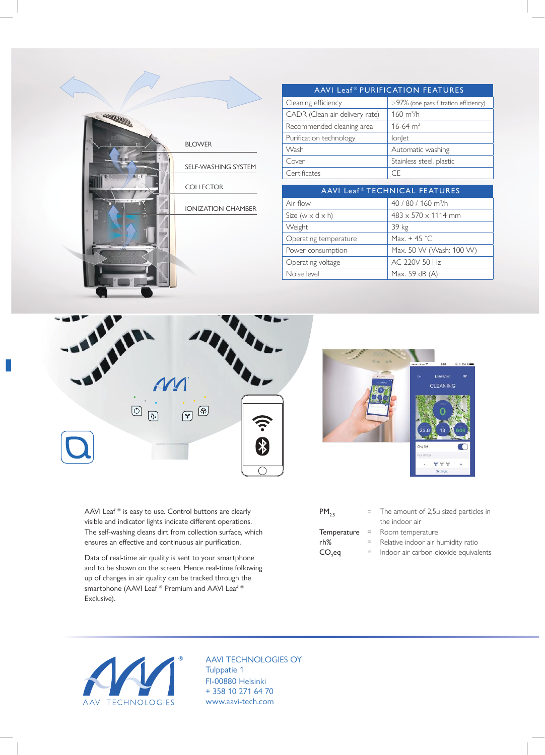BLOWER

SELF-WASHING SYSTEM

COLLECTOR

IONIZATION CHAMBER

| AAVI Leaf® PURIFICATION FEATURES | |
|---|---|
| Cleaning efficiency | ≥97% (one pass filtration efficiency) |
| CADR (Clean air delivery rate) | 160 $m^3$/h |
| Recommended cleaning area | 16-64 $m^2$ |
| Purification technology | IonJet |
| Wash | Automatic washing |
| Cover | Stainless steel, plastic |
| Certificates | CE |

| AAVI Leaf® TECHNICAL FEATURES | |
|---|---|
| Air flow | 40 / 80 / 160 $m^3$/h |
| Size (w x d x h) | 483 x 570 x 1114 mm |
| Weight | 39 kg |
| Operating temperature | Max. + 45 °C |
| Power consumption | Max. 50 W (Wash: 100 W) |
| Operating voltage | AC 220V 50 Hz |
| Noise level | Max. 59 dB (A) |

AAVI Leaf ® is easy to use. Control buttons are clearly visible and indicator lights indicate different operations. The self-washing cleans dirt from collection surface, which ensures an effective and continuous air purification.

Data of real-time air quality is sent to your smartphone and to be shown on the screen. Hence real-time following up of changes in air quality can be tracked through the smartphone (AAVI Leaf ® Premium and AAVI Leaf ® Exclusive).

$PM_{2,5}$ = The amount of 2,5µ sized particles in the indoor air

Temperature = Room temperature

rh% = Relative indoor air humidity ratio

$CO_2eq$ = Indoor air carbon dioxide equivalents

AAVI TECHNOLOGIES

AAVI TECHNOLOGIES OY
Tulppatie 1
FI-00880 Helsinki
+ 358 10 271 64 70
www.aavi-tech.com